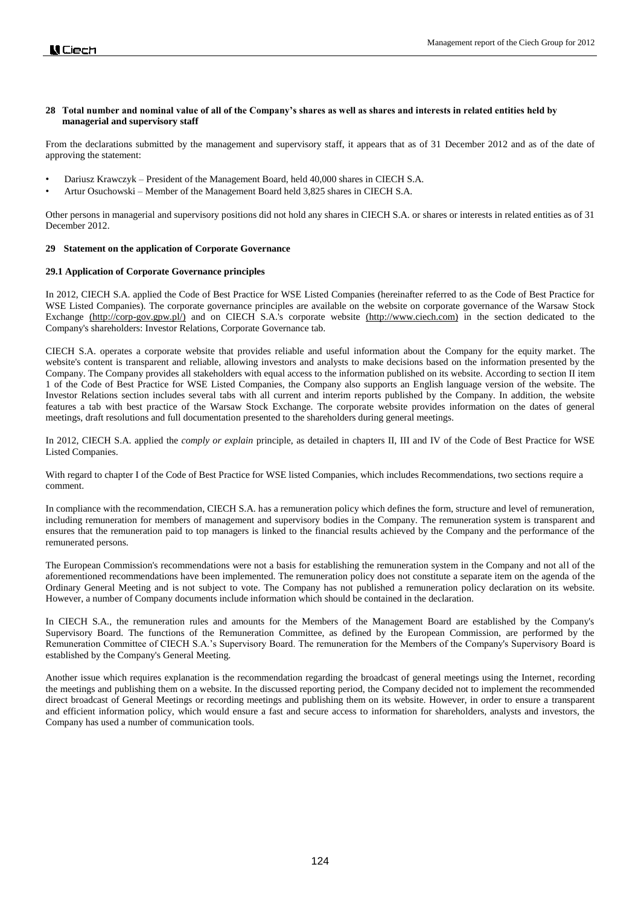## 28 Total number and nominal value of all of the Company's shares as well as shares and interests in related entities held by managerial and supervisory staff

From the declarations submitted by the management and supervisory staff, it appears that as of 31 December 2012 and as of the date of approving the statement:

- Dariusz Krawczyk – President of the Management Board, held 40,000 shares in CIECH S.A.
- Artur Osuchowski – Member of the Management Board held 3,825 shares in CIECH S.A.

Other persons in managerial and supervisory positions did not hold any shares in CIECH S.A. or shares or interests in related entities as of 31 December 2012.

## 29 Statement on the application of Corporate Governance

### 29.1 Application of Corporate Governance principles

In 2012, CIECH S.A. applied the Code of Best Practice for WSE Listed Companies (hereinafter referred to as the Code of Best Practice for WSE Listed Companies). The corporate governance principles are available on the website on corporate governance of the Warsaw Stock Exchange (http://corp-gov.gpw.pl/) and on CIECH S.A.'s corporate website (http://www.ciech.com) in the section dedicated to the Company's shareholders: Investor Relations, Corporate Governance tab.

CIECH S.A. operates a corporate website that provides reliable and useful information about the Company for the equity market. The website's content is transparent and reliable, allowing investors and analysts to make decisions based on the information presented by the Company. The Company provides all stakeholders with equal access to the information published on its website. According to section II item 1 of the Code of Best Practice for WSE Listed Companies, the Company also supports an English language version of the website. The Investor Relations section includes several tabs with all current and interim reports published by the Company. In addition, the website features a tab with best practice of the Warsaw Stock Exchange. The corporate website provides information on the dates of general meetings, draft resolutions and full documentation presented to the shareholders during general meetings.

In 2012, CIECH S.A. applied the *comply or explain* principle, as detailed in chapters II, III and IV of the Code of Best Practice for WSE Listed Companies.

With regard to chapter I of the Code of Best Practice for WSE listed Companies, which includes Recommendations, two sections require a comment.

In compliance with the recommendation, CIECH S.A. has a remuneration policy which defines the form, structure and level of remuneration, including remuneration for members of management and supervisory bodies in the Company. The remuneration system is transparent and ensures that the remuneration paid to top managers is linked to the financial results achieved by the Company and the performance of the remunerated persons.

The European Commission's recommendations were not a basis for establishing the remuneration system in the Company and not all of the aforementioned recommendations have been implemented. The remuneration policy does not constitute a separate item on the agenda of the Ordinary General Meeting and is not subject to vote. The Company has not published a remuneration policy declaration on its website. However, a number of Company documents include information which should be contained in the declaration.

In CIECH S.A., the remuneration rules and amounts for the Members of the Management Board are established by the Company's Supervisory Board. The functions of the Remuneration Committee, as defined by the European Commission, are performed by the Remuneration Committee of CIECH S.A.'s Supervisory Board. The remuneration for the Members of the Company's Supervisory Board is established by the Company's General Meeting.

Another issue which requires explanation is the recommendation regarding the broadcast of general meetings using the Internet, recording the meetings and publishing them on a website. In the discussed reporting period, the Company decided not to implement the recommended direct broadcast of General Meetings or recording meetings and publishing them on its website. However, in order to ensure a transparent and efficient information policy, which would ensure a fast and secure access to information for shareholders, analysts and investors, the Company has used a number of communication tools.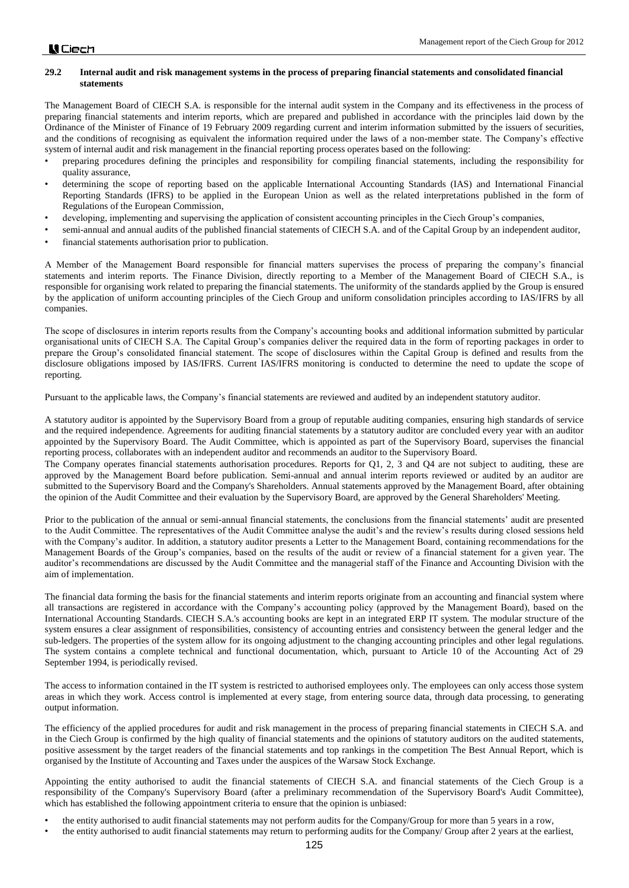## 29.2 Internal audit and risk management systems in the process of preparing financial statements and consolidated financial statements

The Management Board of CIECH S.A. is responsible for the internal audit system in the Company and its effectiveness in the process of preparing financial statements and interim reports, which are prepared and published in accordance with the principles laid down by the Ordinance of the Minister of Finance of 19 February 2009 regarding current and interim information submitted by the issuers of securities, and the conditions of recognising as equivalent the information required under the laws of a non-member state. The Company's effective system of internal audit and risk management in the financial reporting process operates based on the following:

- preparing procedures defining the principles and responsibility for compiling financial statements, including the responsibility for quality assurance,
- determining the scope of reporting based on the applicable International Accounting Standards (IAS) and International Financial Reporting Standards (IFRS) to be applied in the European Union as well as the related interpretations published in the form of Regulations of the European Commission,
- developing, implementing and supervising the application of consistent accounting principles in the Ciech Group's companies,
- semi-annual and annual audits of the published financial statements of CIECH S.A. and of the Capital Group by an independent auditor,
- financial statements authorisation prior to publication.

A Member of the Management Board responsible for financial matters supervises the process of preparing the company's financial statements and interim reports. The Finance Division, directly reporting to a Member of the Management Board of CIECH S.A., is responsible for organising work related to preparing the financial statements. The uniformity of the standards applied by the Group is ensured by the application of uniform accounting principles of the Ciech Group and uniform consolidation principles according to IAS/IFRS by all companies.

The scope of disclosures in interim reports results from the Company's accounting books and additional information submitted by particular organisational units of CIECH S.A. The Capital Group's companies deliver the required data in the form of reporting packages in order to prepare the Group's consolidated financial statement. The scope of disclosures within the Capital Group is defined and results from the disclosure obligations imposed by IAS/IFRS. Current IAS/IFRS monitoring is conducted to determine the need to update the scope of reporting.

Pursuant to the applicable laws, the Company's financial statements are reviewed and audited by an independent statutory auditor.

A statutory auditor is appointed by the Supervisory Board from a group of reputable auditing companies, ensuring high standards of service and the required independence. Agreements for auditing financial statements by a statutory auditor are concluded every year with an auditor appointed by the Supervisory Board. The Audit Committee, which is appointed as part of the Supervisory Board, supervises the financial reporting process, collaborates with an independent auditor and recommends an auditor to the Supervisory Board.

The Company operates financial statements authorisation procedures. Reports for Q1, 2, 3 and Q4 are not subject to auditing, these are approved by the Management Board before publication. Semi-annual and annual interim reports reviewed or audited by an auditor are submitted to the Supervisory Board and the Company's Shareholders. Annual statements approved by the Management Board, after obtaining the opinion of the Audit Committee and their evaluation by the Supervisory Board, are approved by the General Shareholders' Meeting.

Prior to the publication of the annual or semi-annual financial statements, the conclusions from the financial statements' audit are presented to the Audit Committee. The representatives of the Audit Committee analyse the audit's and the review's results during closed sessions held with the Company's auditor. In addition, a statutory auditor presents a Letter to the Management Board, containing recommendations for the Management Boards of the Group's companies, based on the results of the audit or review of a financial statement for a given year. The auditor's recommendations are discussed by the Audit Committee and the managerial staff of the Finance and Accounting Division with the aim of implementation.

The financial data forming the basis for the financial statements and interim reports originate from an accounting and financial system where all transactions are registered in accordance with the Company's accounting policy (approved by the Management Board), based on the International Accounting Standards. CIECH S.A.'s accounting books are kept in an integrated ERP IT system. The modular structure of the system ensures a clear assignment of responsibilities, consistency of accounting entries and consistency between the general ledger and the sub-ledgers. The properties of the system allow for its ongoing adjustment to the changing accounting principles and other legal regulations. The system contains a complete technical and functional documentation, which, pursuant to Article 10 of the Accounting Act of 29 September 1994, is periodically revised.

The access to information contained in the IT system is restricted to authorised employees only. The employees can only access those system areas in which they work. Access control is implemented at every stage, from entering source data, through data processing, to generating output information.

The efficiency of the applied procedures for audit and risk management in the process of preparing financial statements in CIECH S.A. and in the Ciech Group is confirmed by the high quality of financial statements and the opinions of statutory auditors on the audited statements, positive assessment by the target readers of the financial statements and top rankings in the competition The Best Annual Report, which is organised by the Institute of Accounting and Taxes under the auspices of the Warsaw Stock Exchange.

Appointing the entity authorised to audit the financial statements of CIECH S.A. and financial statements of the Ciech Group is a responsibility of the Company's Supervisory Board (after a preliminary recommendation of the Supervisory Board's Audit Committee), which has established the following appointment criteria to ensure that the opinion is unbiased:

- the entity authorised to audit financial statements may not perform audits for the Company/Group for more than 5 years in a row,
- the entity authorised to audit financial statements may return to performing audits for the Company/ Group after 2 years at the earliest,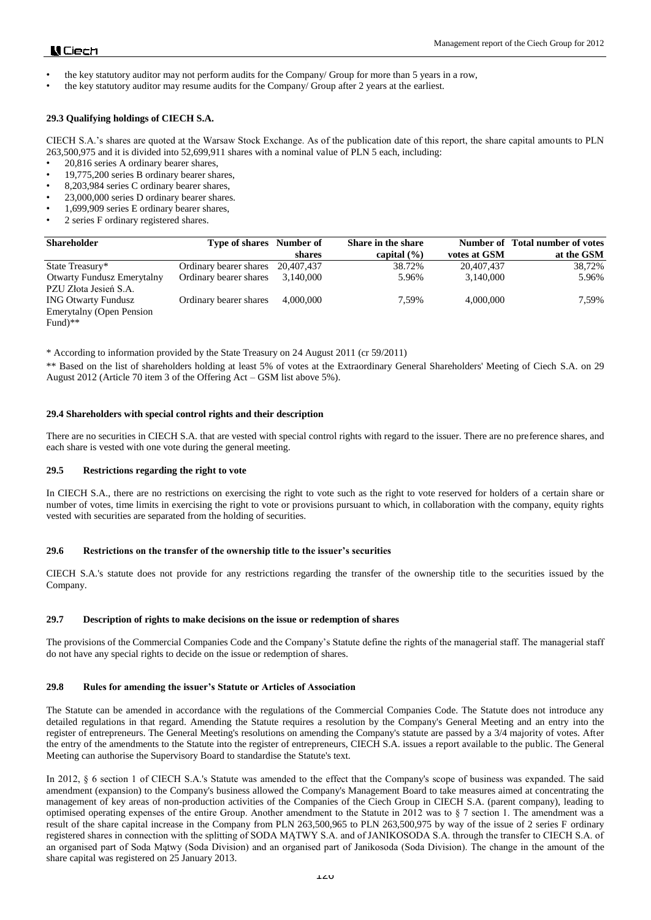- the key statutory auditor may not perform audits for the Company/ Group for more than 5 years in a row,
- the key statutory auditor may resume audits for the Company/ Group after 2 years at the earliest.

#### 29.3 Qualifying holdings of CIECH S.A.

CIECH S.A.'s shares are quoted at the Warsaw Stock Exchange. As of the publication date of this report, the share capital amounts to PLN 263,500,975 and it is divided into 52,699,911 shares with a nominal value of PLN 5 each, including:

- 20,816 series A ordinary bearer shares,
- 19,775,200 series B ordinary bearer shares,
- 8,203,984 series C ordinary bearer shares,
- 23,000,000 series D ordinary bearer shares.
- 1,699,909 series E ordinary bearer shares,
- 2 series F ordinary registered shares.

| Shareholder | Type of shares | Number of shares | Share in the share capital (%) | Number of votes at GSM | Total number of votes at the GSM |
|---|---|---|---|---|---|
| State Treasury* | Ordinary bearer shares | 20,407,437 | 38.72% | 20,407,437 | 38,72% |
| Otwarty Fundusz Emerytalny PZU Złota Jesień S.A. | Ordinary bearer shares | 3,140,000 | 5.96% | 3,140,000 | 5.96% |
| ING Otwarty Fundusz Emerytalny (Open Pension Fund)** | Ordinary bearer shares | 4,000,000 | 7,59% | 4,000,000 | 7,59% |

\* According to information provided by the State Treasury on 24 August 2011 (cr 59/2011)

\*\* Based on the list of shareholders holding at least 5% of votes at the Extraordinary General Shareholders' Meeting of Ciech S.A. on 29 August 2012 (Article 70 item 3 of the Offering Act – GSM list above 5%).

#### 29.4 Shareholders with special control rights and their description

There are no securities in CIECH S.A. that are vested with special control rights with regard to the issuer. There are no preference shares, and each share is vested with one vote during the general meeting.

#### 29.5 Restrictions regarding the right to vote

In CIECH S.A., there are no restrictions on exercising the right to vote such as the right to vote reserved for holders of a certain share or number of votes, time limits in exercising the right to vote or provisions pursuant to which, in collaboration with the company, equity rights vested with securities are separated from the holding of securities.

#### 29.6 Restrictions on the transfer of the ownership title to the issuer's securities

CIECH S.A.'s statute does not provide for any restrictions regarding the transfer of the ownership title to the securities issued by the Company.

#### 29.7 Description of rights to make decisions on the issue or redemption of shares

The provisions of the Commercial Companies Code and the Company's Statute define the rights of the managerial staff. The managerial staff do not have any special rights to decide on the issue or redemption of shares.

#### 29.8 Rules for amending the issuer's Statute or Articles of Association

The Statute can be amended in accordance with the regulations of the Commercial Companies Code. The Statute does not introduce any detailed regulations in that regard. Amending the Statute requires a resolution by the Company's General Meeting and an entry into the register of entrepreneurs. The General Meeting's resolutions on amending the Company's statute are passed by a 3/4 majority of votes. After the entry of the amendments to the Statute into the register of entrepreneurs, CIECH S.A. issues a report available to the public. The General Meeting can authorise the Supervisory Board to standardise the Statute's text.

In 2012, § 6 section 1 of CIECH S.A.'s Statute was amended to the effect that the Company's scope of business was expanded. The said amendment (expansion) to the Company's business allowed the Company's Management Board to take measures aimed at concentrating the management of key areas of non-production activities of the Companies of the Ciech Group in CIECH S.A. (parent company), leading to optimised operating expenses of the entire Group. Another amendment to the Statute in 2012 was to § 7 section 1. The amendment was a result of the share capital increase in the Company from PLN 263,500,965 to PLN 263,500,975 by way of the issue of 2 series F ordinary registered shares in connection with the splitting of SODA MĄTWY S.A. and of JANIKOSODA S.A. through the transfer to CIECH S.A. of an organised part of Soda Mątwy (Soda Division) and an organised part of Janikosoda (Soda Division). The change in the amount of the share capital was registered on 25 January 2013.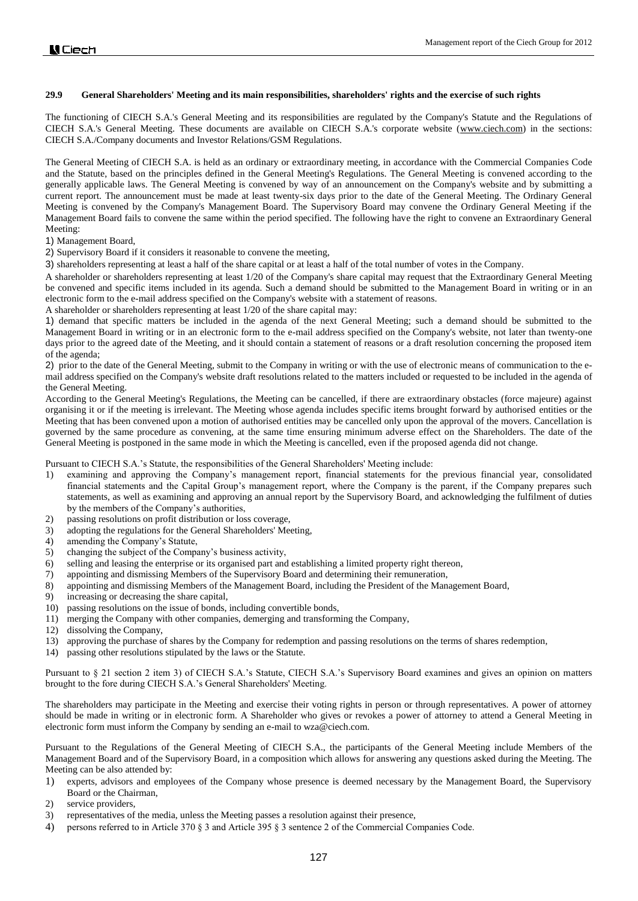### 29.9 General Shareholders' Meeting and its main responsibilities, shareholders' rights and the exercise of such rights

The functioning of CIECH S.A.'s General Meeting and its responsibilities are regulated by the Company's Statute and the Regulations of CIECH S.A.'s General Meeting. These documents are available on CIECH S.A.'s corporate website (www.ciech.com) in the sections: CIECH S.A./Company documents and Investor Relations/GSM Regulations.

The General Meeting of CIECH S.A. is held as an ordinary or extraordinary meeting, in accordance with the Commercial Companies Code and the Statute, based on the principles defined in the General Meeting's Regulations. The General Meeting is convened according to the generally applicable laws. The General Meeting is convened by way of an announcement on the Company's website and by submitting a current report. The announcement must be made at least twenty-six days prior to the date of the General Meeting. The Ordinary General Meeting is convened by the Company's Management Board. The Supervisory Board may convene the Ordinary General Meeting if the Management Board fails to convene the same within the period specified. The following have the right to convene an Extraordinary General Meeting:

1) Management Board,
2) Supervisory Board if it considers it reasonable to convene the meeting,
3) shareholders representing at least a half of the share capital or at least a half of the total number of votes in the Company.

A shareholder or shareholders representing at least 1/20 of the Company's share capital may request that the Extraordinary General Meeting be convened and specific items included in its agenda. Such a demand should be submitted to the Management Board in writing or in an electronic form to the e-mail address specified on the Company's website with a statement of reasons.

A shareholder or shareholders representing at least 1/20 of the share capital may:

1) demand that specific matters be included in the agenda of the next General Meeting; such a demand should be submitted to the Management Board in writing or in an electronic form to the e-mail address specified on the Company's website, not later than twenty-one days prior to the agreed date of the Meeting, and it should contain a statement of reasons or a draft resolution concerning the proposed item of the agenda;
2) prior to the date of the General Meeting, submit to the Company in writing or with the use of electronic means of communication to the e-mail address specified on the Company's website draft resolutions related to the matters included or requested to be included in the agenda of the General Meeting.

According to the General Meeting's Regulations, the Meeting can be cancelled, if there are extraordinary obstacles (force majeure) against organising it or if the meeting is irrelevant. The Meeting whose agenda includes specific items brought forward by authorised entities or the Meeting that has been convened upon a motion of authorised entities may be cancelled only upon the approval of the movers. Cancellation is governed by the same procedure as convening, at the same time ensuring minimum adverse effect on the Shareholders. The date of the General Meeting is postponed in the same mode in which the Meeting is cancelled, even if the proposed agenda did not change.

Pursuant to CIECH S.A.'s Statute, the responsibilities of the General Shareholders' Meeting include:

1) examining and approving the Company's management report, financial statements for the previous financial year, consolidated financial statements and the Capital Group's management report, where the Company is the parent, if the Company prepares such statements, as well as examining and approving an annual report by the Supervisory Board, and acknowledging the fulfilment of duties by the members of the Company's authorities,
2) passing resolutions on profit distribution or loss coverage,
3) adopting the regulations for the General Shareholders' Meeting,
4) amending the Company's Statute,
5) changing the subject of the Company's business activity,
6) selling and leasing the enterprise or its organised part and establishing a limited property right thereon,
7) appointing and dismissing Members of the Supervisory Board and determining their remuneration,
8) appointing and dismissing Members of the Management Board, including the President of the Management Board,
9) increasing or decreasing the share capital,
10) passing resolutions on the issue of bonds, including convertible bonds,
11) merging the Company with other companies, demerging and transforming the Company,
12) dissolving the Company,
13) approving the purchase of shares by the Company for redemption and passing resolutions on the terms of shares redemption,
14) passing other resolutions stipulated by the laws or the Statute.

Pursuant to § 21 section 2 item 3) of CIECH S.A.'s Statute, CIECH S.A.'s Supervisory Board examines and gives an opinion on matters brought to the fore during CIECH S.A.'s General Shareholders' Meeting.

The shareholders may participate in the Meeting and exercise their voting rights in person or through representatives. A power of attorney should be made in writing or in electronic form. A Shareholder who gives or revokes a power of attorney to attend a General Meeting in electronic form must inform the Company by sending an e-mail to wza@ciech.com.

Pursuant to the Regulations of the General Meeting of CIECH S.A., the participants of the General Meeting include Members of the Management Board and of the Supervisory Board, in a composition which allows for answering any questions asked during the Meeting. The Meeting can be also attended by:

1) experts, advisors and employees of the Company whose presence is deemed necessary by the Management Board, the Supervisory Board or the Chairman,
2) service providers,
3) representatives of the media, unless the Meeting passes a resolution against their presence,
4) persons referred to in Article 370 § 3 and Article 395 § 3 sentence 2 of the Commercial Companies Code.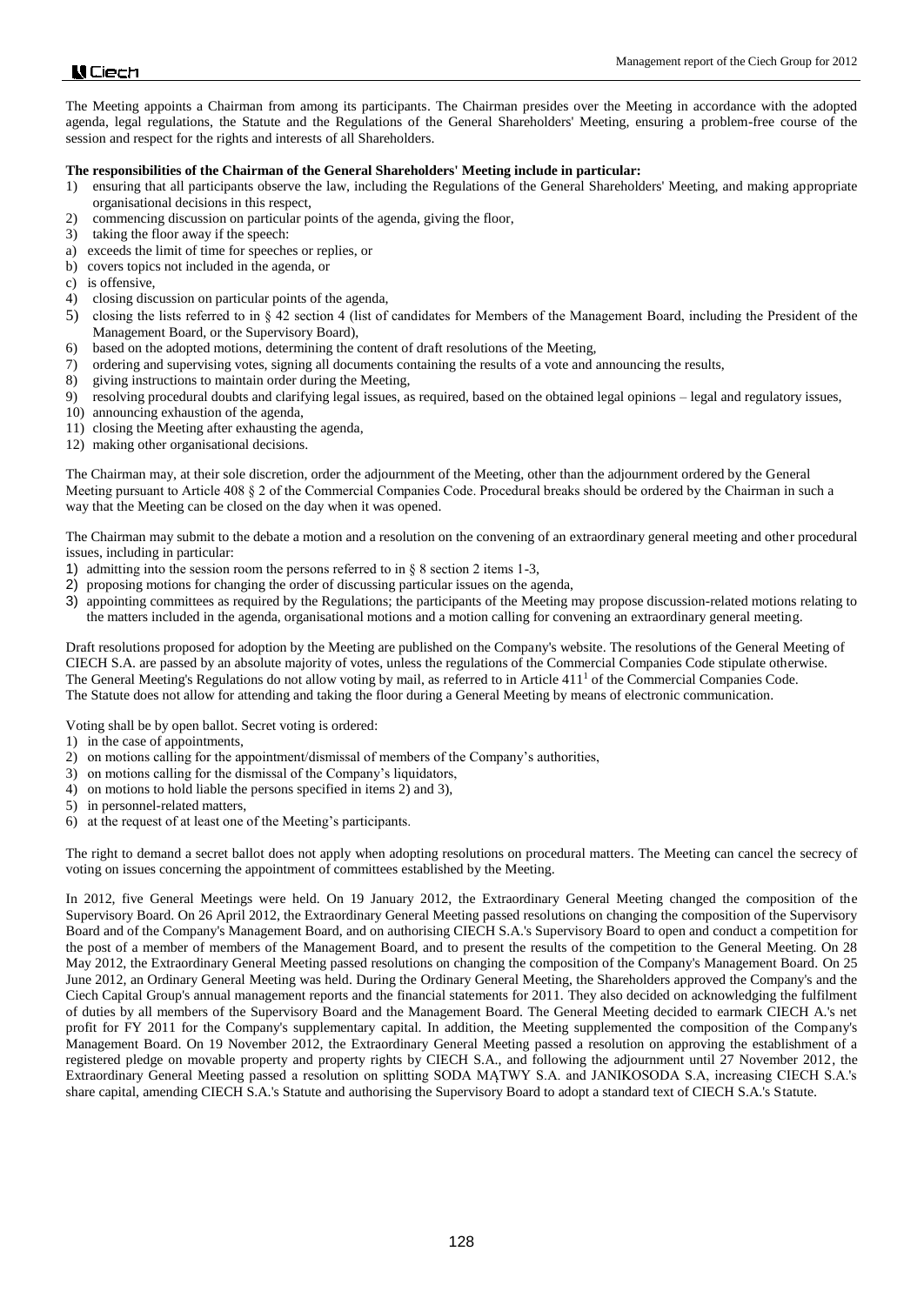The Meeting appoints a Chairman from among its participants. The Chairman presides over the Meeting in accordance with the adopted agenda, legal regulations, the Statute and the Regulations of the General Shareholders' Meeting, ensuring a problem-free course of the session and respect for the rights and interests of all Shareholders.

**The responsibilities of the Chairman of the General Shareholders' Meeting include in particular:**

1) ensuring that all participants observe the law, including the Regulations of the General Shareholders' Meeting, and making appropriate organisational decisions in this respect,
2) commencing discussion on particular points of the agenda, giving the floor,
3) taking the floor away if the speech:
a) exceeds the limit of time for speeches or replies, or
b) covers topics not included in the agenda, or
c) is offensive,
4) closing discussion on particular points of the agenda,
5) closing the lists referred to in § 42 section 4 (list of candidates for Members of the Management Board, including the President of the Management Board, or the Supervisory Board),
6) based on the adopted motions, determining the content of draft resolutions of the Meeting,
7) ordering and supervising votes, signing all documents containing the results of a vote and announcing the results,
8) giving instructions to maintain order during the Meeting,
9) resolving procedural doubts and clarifying legal issues, as required, based on the obtained legal opinions – legal and regulatory issues,
10) announcing exhaustion of the agenda,
11) closing the Meeting after exhausting the agenda,
12) making other organisational decisions.

The Chairman may, at their sole discretion, order the adjournment of the Meeting, other than the adjournment ordered by the General Meeting pursuant to Article 408 § 2 of the Commercial Companies Code. Procedural breaks should be ordered by the Chairman in such a way that the Meeting can be closed on the day when it was opened.

The Chairman may submit to the debate a motion and a resolution on the convening of an extraordinary general meeting and other procedural issues, including in particular:

1) admitting into the session room the persons referred to in § 8 section 2 items 1-3,
2) proposing motions for changing the order of discussing particular issues on the agenda,
3) appointing committees as required by the Regulations; the participants of the Meeting may propose discussion-related motions relating to the matters included in the agenda, organisational motions and a motion calling for convening an extraordinary general meeting.

Draft resolutions proposed for adoption by the Meeting are published on the Company's website. The resolutions of the General Meeting of CIECH S.A. are passed by an absolute majority of votes, unless the regulations of the Commercial Companies Code stipulate otherwise. The General Meeting's Regulations do not allow voting by mail, as referred to in Article 411[1] of the Commercial Companies Code. The Statute does not allow for attending and taking the floor during a General Meeting by means of electronic communication.

Voting shall be by open ballot. Secret voting is ordered:

1) in the case of appointments,
2) on motions calling for the appointment/dismissal of members of the Company's authorities,
3) on motions calling for the dismissal of the Company's liquidators,
4) on motions to hold liable the persons specified in items 2) and 3),
5) in personnel-related matters,
6) at the request of at least one of the Meeting's participants.

The right to demand a secret ballot does not apply when adopting resolutions on procedural matters. The Meeting can cancel the secrecy of voting on issues concerning the appointment of committees established by the Meeting.

In 2012, five General Meetings were held. On 19 January 2012, the Extraordinary General Meeting changed the composition of the Supervisory Board. On 26 April 2012, the Extraordinary General Meeting passed resolutions on changing the composition of the Supervisory Board and of the Company's Management Board, and on authorising CIECH S.A.'s Supervisory Board to open and conduct a competition for the post of a member of members of the Management Board, and to present the results of the competition to the General Meeting. On 28 May 2012, the Extraordinary General Meeting passed resolutions on changing the composition of the Company's Management Board. On 25 June 2012, an Ordinary General Meeting was held. During the Ordinary General Meeting, the Shareholders approved the Company's and the Ciech Capital Group's annual management reports and the financial statements for 2011. They also decided on acknowledging the fulfilment of duties by all members of the Supervisory Board and the Management Board. The General Meeting decided to earmark CIECH A.'s net profit for FY 2011 for the Company's supplementary capital. In addition, the Meeting supplemented the composition of the Company's Management Board. On 19 November 2012, the Extraordinary General Meeting passed a resolution on approving the establishment of a registered pledge on movable property and property rights by CIECH S.A., and following the adjournment until 27 November 2012, the Extraordinary General Meeting passed a resolution on splitting SODA MĄTWY S.A. and JANIKOSODA S.A, increasing CIECH S.A.'s share capital, amending CIECH S.A.'s Statute and authorising the Supervisory Board to adopt a standard text of CIECH S.A.'s Statute.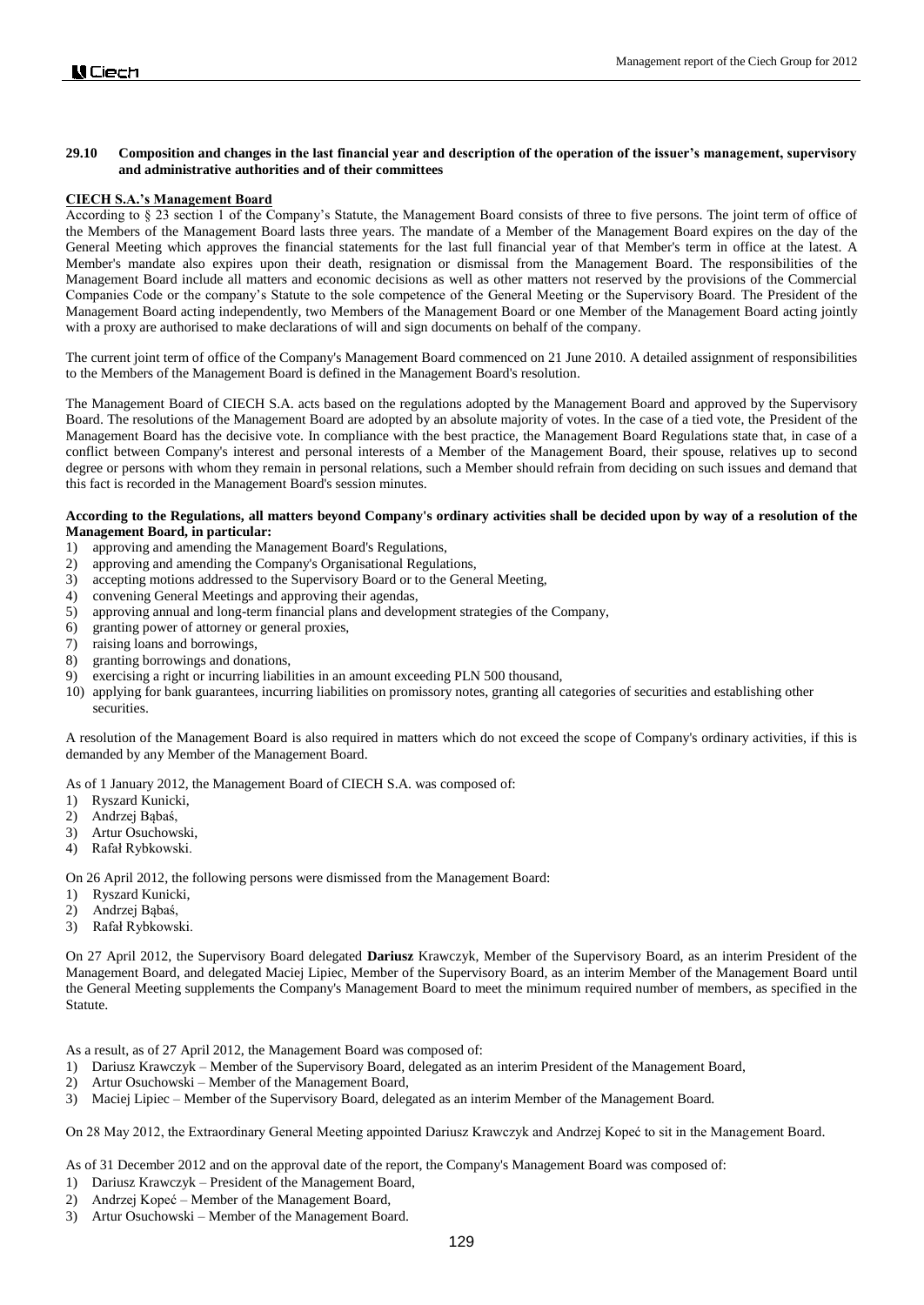### 29.10 Composition and changes in the last financial year and description of the operation of the issuer's management, supervisory and administrative authorities and of their committees

**CIECH S.A.'s Management Board**

According to § 23 section 1 of the Company's Statute, the Management Board consists of three to five persons. The joint term of office of the Members of the Management Board lasts three years. The mandate of a Member of the Management Board expires on the day of the General Meeting which approves the financial statements for the last full financial year of that Member's term in office at the latest. A Member's mandate also expires upon their death, resignation or dismissal from the Management Board. The responsibilities of the Management Board include all matters and economic decisions as well as other matters not reserved by the provisions of the Commercial Companies Code or the company's Statute to the sole competence of the General Meeting or the Supervisory Board. The President of the Management Board acting independently, two Members of the Management Board or one Member of the Management Board acting jointly with a proxy are authorised to make declarations of will and sign documents on behalf of the company.

The current joint term of office of the Company's Management Board commenced on 21 June 2010. A detailed assignment of responsibilities to the Members of the Management Board is defined in the Management Board's resolution.

The Management Board of CIECH S.A. acts based on the regulations adopted by the Management Board and approved by the Supervisory Board. The resolutions of the Management Board are adopted by an absolute majority of votes. In the case of a tied vote, the President of the Management Board has the decisive vote. In compliance with the best practice, the Management Board Regulations state that, in case of a conflict between Company's interest and personal interests of a Member of the Management Board, their spouse, relatives up to second degree or persons with whom they remain in personal relations, such a Member should refrain from deciding on such issues and demand that this fact is recorded in the Management Board's session minutes.

**According to the Regulations, all matters beyond Company's ordinary activities shall be decided upon by way of a resolution of the Management Board, in particular:**

1) approving and amending the Management Board's Regulations,
2) approving and amending the Company's Organisational Regulations,
3) accepting motions addressed to the Supervisory Board or to the General Meeting,
4) convening General Meetings and approving their agendas,
5) approving annual and long-term financial plans and development strategies of the Company,
6) granting power of attorney or general proxies,
7) raising loans and borrowings,
8) granting borrowings and donations,
9) exercising a right or incurring liabilities in an amount exceeding PLN 500 thousand,
10) applying for bank guarantees, incurring liabilities on promissory notes, granting all categories of securities and establishing other securities.

A resolution of the Management Board is also required in matters which do not exceed the scope of Company's ordinary activities, if this is demanded by any Member of the Management Board.

As of 1 January 2012, the Management Board of CIECH S.A. was composed of:

1) Ryszard Kunicki,
2) Andrzej Bąbaś,
3) Artur Osuchowski,
4) Rafał Rybkowski.

On 26 April 2012, the following persons were dismissed from the Management Board:

1) Ryszard Kunicki,
2) Andrzej Bąbaś,
3) Rafał Rybkowski.

On 27 April 2012, the Supervisory Board delegated **Dariusz** Krawczyk, Member of the Supervisory Board, as an interim President of the Management Board, and delegated Maciej Lipiec, Member of the Supervisory Board, as an interim Member of the Management Board until the General Meeting supplements the Company's Management Board to meet the minimum required number of members, as specified in the Statute.

As a result, as of 27 April 2012, the Management Board was composed of:

1) Dariusz Krawczyk – Member of the Supervisory Board, delegated as an interim President of the Management Board,
2) Artur Osuchowski – Member of the Management Board,
3) Maciej Lipiec – Member of the Supervisory Board, delegated as an interim Member of the Management Board.

On 28 May 2012, the Extraordinary General Meeting appointed Dariusz Krawczyk and Andrzej Kopeć to sit in the Management Board.

As of 31 December 2012 and on the approval date of the report, the Company's Management Board was composed of:

1) Dariusz Krawczyk – President of the Management Board,
2) Andrzej Kopeć – Member of the Management Board,
3) Artur Osuchowski – Member of the Management Board.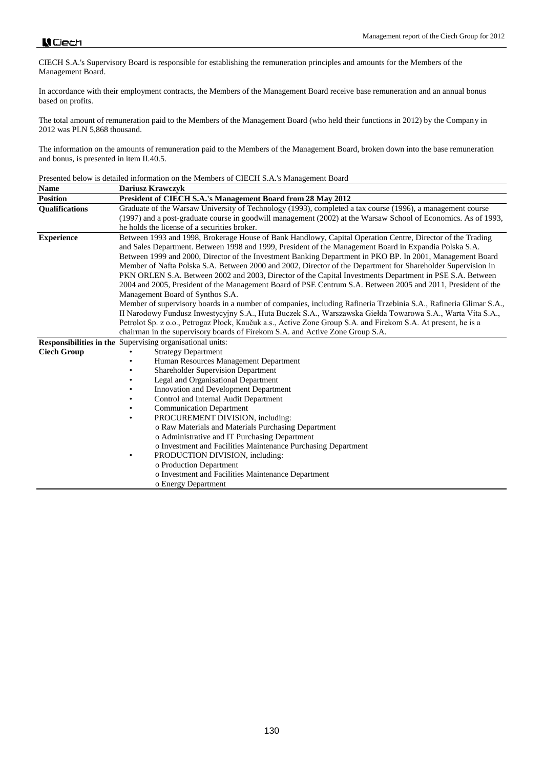CIECH S.A.'s Supervisory Board is responsible for establishing the remuneration principles and amounts for the Members of the Management Board.

In accordance with their employment contracts, the Members of the Management Board receive base remuneration and an annual bonus based on profits.

The total amount of remuneration paid to the Members of the Management Board (who held their functions in 2012) by the Company in 2012 was PLN 5,868 thousand.

The information on the amounts of remuneration paid to the Members of the Management Board, broken down into the base remuneration and bonus, is presented in item II.40.5.

Presented below is detailed information on the Members of CIECH S.A.'s Management Board

| **Name** | **Dariusz Krawczyk** |
|---|---|
| **Position** | **President of CIECH S.A.'s Management Board from 28 May 2012** |
| **Qualifications** | Graduate of the Warsaw University of Technology (1993), completed a tax course (1996), a management course (1997) and a post-graduate course in goodwill management (2002) at the Warsaw School of Economics. As of 1993, he holds the license of a securities broker. |
| **Experience** | Between 1993 and 1998, Brokerage House of Bank Handlowy, Capital Operation Centre, Director of the Trading and Sales Department. Between 1998 and 1999, President of the Management Board in Expandia Polska S.A. Between 1999 and 2000, Director of the Investment Banking Department in PKO BP. In 2001, Management Board Member of Nafta Polska S.A. Between 2000 and 2002, Director of the Department for Shareholder Supervision in PKN ORLEN S.A. Between 2002 and 2003, Director of the Capital Investments Department in PSE S.A. Between 2004 and 2005, President of the Management Board of PSE Centrum S.A. Between 2005 and 2011, President of the Management Board of Synthos S.A.<br>Member of supervisory boards in a number of companies, including Rafineria Trzebinia S.A., Rafineria Glimar S.A., II Narodowy Fundusz Inwestycyjny S.A., Huta Buczek S.A., Warszawska Giełda Towarowa S.A., Warta Vita S.A., Petrolot Sp. z o.o., Petrogaz Płock, Kaučuk a.s., Active Zone Group S.A. and Firekom S.A. At present, he is a chairman in the supervisory boards of Firekom S.A. and Active Zone Group S.A. |
| **Responsibilities in the Ciech Group** | Supervising organisational units:<br>• Strategy Department<br>• Human Resources Management Department<br>• Shareholder Supervision Department<br>• Legal and Organisational Department<br>• Innovation and Development Department<br>• Control and Internal Audit Department<br>• Communication Department<br>• PROCUREMENT DIVISION, including:<br>o Raw Materials and Materials Purchasing Department<br>o Administrative and IT Purchasing Department<br>o Investment and Facilities Maintenance Purchasing Department<br>• PRODUCTION DIVISION, including:<br>o Production Department<br>o Investment and Facilities Maintenance Department<br>o Energy Department |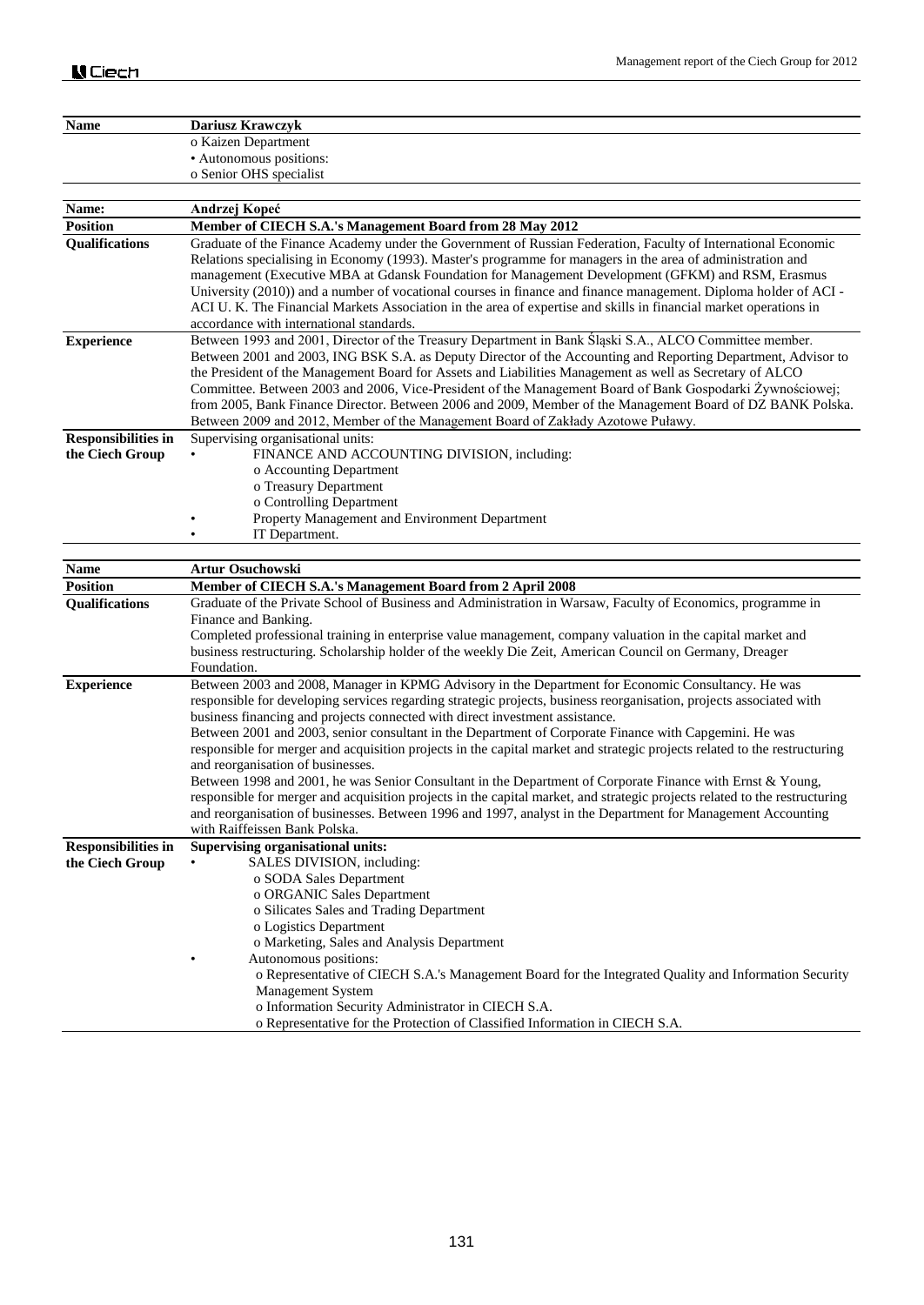| Name | Dariusz Krawczyk |
|---|---|
| | o Kaizen Department<br>• Autonomous positions:<br>o Senior OHS specialist |

| Name: | Andrzej Kopeć |
|---|---|
| **Position** | **Member of CIECH S.A.'s Management Board from 28 May 2012** |
| **Qualifications** | Graduate of the Finance Academy under the Government of Russian Federation, Faculty of International Economic Relations specialising in Economy (1993). Master's programme for managers in the area of administration and management (Executive MBA at Gdansk Foundation for Management Development (GFKM) and RSM, Erasmus University (2010)) and a number of vocational courses in finance and finance management. Diploma holder of ACI - ACI U. K. The Financial Markets Association in the area of expertise and skills in financial market operations in accordance with international standards. |
| **Experience** | Between 1993 and 2001, Director of the Treasury Department in Bank Śląski S.A., ALCO Committee member. Between 2001 and 2003, ING BSK S.A. as Deputy Director of the Accounting and Reporting Department, Advisor to the President of the Management Board for Assets and Liabilities Management as well as Secretary of ALCO Committee. Between 2003 and 2006, Vice-President of the Management Board of Bank Gospodarki Żywnościowej; from 2005, Bank Finance Director. Between 2006 and 2009, Member of the Management Board of DZ BANK Polska. Between 2009 and 2012, Member of the Management Board of Zakłady Azotowe Puławy. |
| **Responsibilities in the Ciech Group** | Supervising organisational units:<br>• FINANCE AND ACCOUNTING DIVISION, including:<br>o Accounting Department<br>o Treasury Department<br>o Controlling Department<br>• Property Management and Environment Department<br>• IT Department. |

| Name | Artur Osuchowski |
|---|---|
| **Position** | **Member of CIECH S.A.'s Management Board from 2 April 2008** |
| **Qualifications** | Graduate of the Private School of Business and Administration in Warsaw, Faculty of Economics, programme in Finance and Banking.<br>Completed professional training in enterprise value management, company valuation in the capital market and business restructuring. Scholarship holder of the weekly Die Zeit, American Council on Germany, Dreager Foundation. |
| **Experience** | Between 2003 and 2008, Manager in KPMG Advisory in the Department for Economic Consultancy. He was responsible for developing services regarding strategic projects, business reorganisation, projects associated with business financing and projects connected with direct investment assistance.<br>Between 2001 and 2003, senior consultant in the Department of Corporate Finance with Capgemini. He was responsible for merger and acquisition projects in the capital market and strategic projects related to the restructuring and reorganisation of businesses.<br>Between 1998 and 2001, he was Senior Consultant in the Department of Corporate Finance with Ernst & Young, responsible for merger and acquisition projects in the capital market, and strategic projects related to the restructuring and reorganisation of businesses. Between 1996 and 1997, analyst in the Department for Management Accounting with Raiffeisen Bank Polska. |
| **Responsibilities in the Ciech Group** | **Supervising organisational units:**<br>• SALES DIVISION, including:<br>o SODA Sales Department<br>o ORGANIC Sales Department<br>o Silicates Sales and Trading Department<br>o Logistics Department<br>o Marketing, Sales and Analysis Department<br>• Autonomous positions:<br>o Representative of CIECH S.A.'s Management Board for the Integrated Quality and Information Security Management System<br>o Information Security Administrator in CIECH S.A.<br>o Representative for the Protection of Classified Information in CIECH S.A. |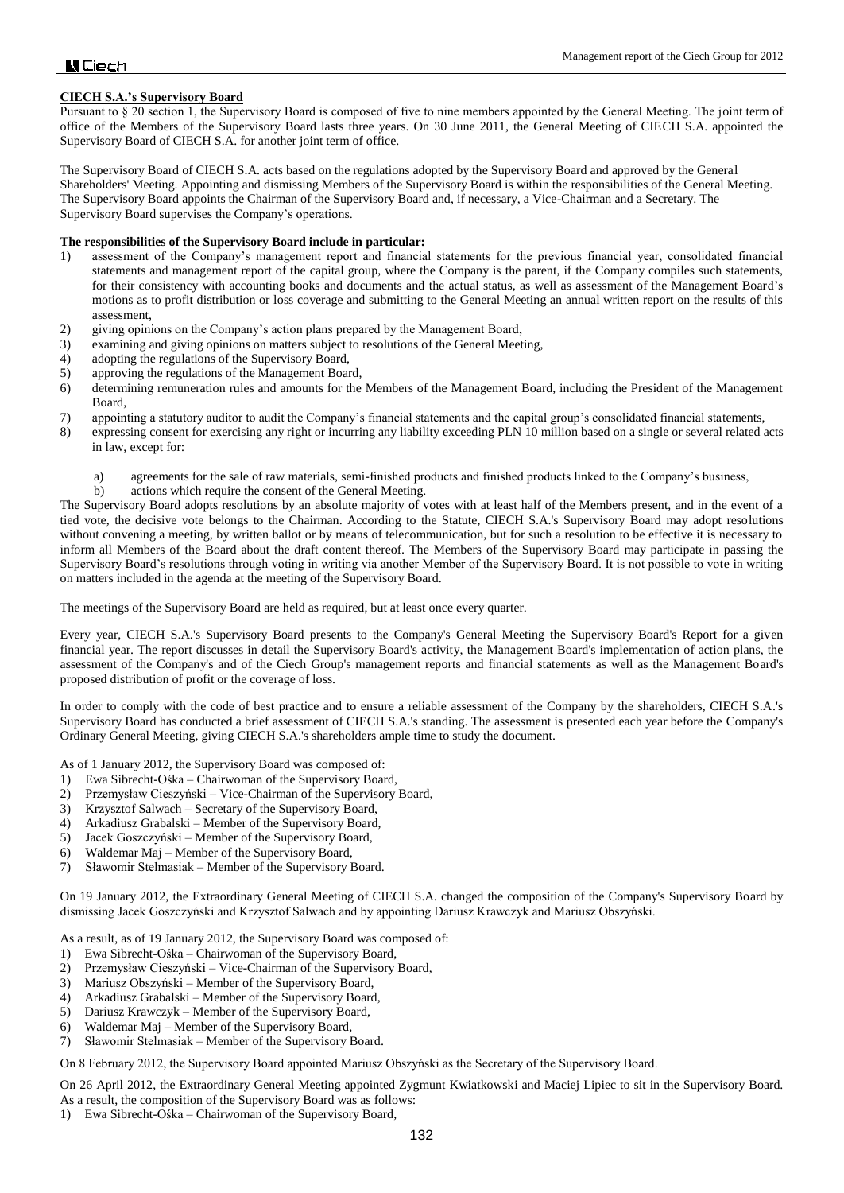**CIECH S.A.'s Supervisory Board**

Pursuant to § 20 section 1, the Supervisory Board is composed of five to nine members appointed by the General Meeting. The joint term of office of the Members of the Supervisory Board lasts three years. On 30 June 2011, the General Meeting of CIECH S.A. appointed the Supervisory Board of CIECH S.A. for another joint term of office.

The Supervisory Board of CIECH S.A. acts based on the regulations adopted by the Supervisory Board and approved by the General Shareholders' Meeting. Appointing and dismissing Members of the Supervisory Board is within the responsibilities of the General Meeting. The Supervisory Board appoints the Chairman of the Supervisory Board and, if necessary, a Vice-Chairman and a Secretary. The Supervisory Board supervises the Company's operations.

**The responsibilities of the Supervisory Board include in particular:**

1) assessment of the Company's management report and financial statements for the previous financial year, consolidated financial statements and management report of the capital group, where the Company is the parent, if the Company compiles such statements, for their consistency with accounting books and documents and the actual status, as well as assessment of the Management Board's motions as to profit distribution or loss coverage and submitting to the General Meeting an annual written report on the results of this assessment,
2) giving opinions on the Company's action plans prepared by the Management Board,
3) examining and giving opinions on matters subject to resolutions of the General Meeting,
4) adopting the regulations of the Supervisory Board,
5) approving the regulations of the Management Board,
6) determining remuneration rules and amounts for the Members of the Management Board, including the President of the Management Board,
7) appointing a statutory auditor to audit the Company's financial statements and the capital group's consolidated financial statements,
8) expressing consent for exercising any right or incurring any liability exceeding PLN 10 million based on a single or several related acts in law, except for:
   a) agreements for the sale of raw materials, semi-finished products and finished products linked to the Company's business,
   b) actions which require the consent of the General Meeting.

The Supervisory Board adopts resolutions by an absolute majority of votes with at least half of the Members present, and in the event of a tied vote, the decisive vote belongs to the Chairman. According to the Statute, CIECH S.A.'s Supervisory Board may adopt resolutions without convening a meeting, by written ballot or by means of telecommunication, but for such a resolution to be effective it is necessary to inform all Members of the Board about the draft content thereof. The Members of the Supervisory Board may participate in passing the Supervisory Board's resolutions through voting in writing via another Member of the Supervisory Board. It is not possible to vote in writing on matters included in the agenda at the meeting of the Supervisory Board.

The meetings of the Supervisory Board are held as required, but at least once every quarter.

Every year, CIECH S.A.'s Supervisory Board presents to the Company's General Meeting the Supervisory Board's Report for a given financial year. The report discusses in detail the Supervisory Board's activity, the Management Board's implementation of action plans, the assessment of the Company's and of the Ciech Group's management reports and financial statements as well as the Management Board's proposed distribution of profit or the coverage of loss.

In order to comply with the code of best practice and to ensure a reliable assessment of the Company by the shareholders, CIECH S.A.'s Supervisory Board has conducted a brief assessment of CIECH S.A.'s standing. The assessment is presented each year before the Company's Ordinary General Meeting, giving CIECH S.A.'s shareholders ample time to study the document.

As of 1 January 2012, the Supervisory Board was composed of:

1) Ewa Sibrecht-Ośka – Chairwoman of the Supervisory Board,
2) Przemysław Cieszyński – Vice-Chairman of the Supervisory Board,
3) Krzysztof Salwach – Secretary of the Supervisory Board,
4) Arkadiusz Grabalski – Member of the Supervisory Board,
5) Jacek Goszczyński – Member of the Supervisory Board,
6) Waldemar Maj – Member of the Supervisory Board,
7) Sławomir Stelmasiak – Member of the Supervisory Board.

On 19 January 2012, the Extraordinary General Meeting of CIECH S.A. changed the composition of the Company's Supervisory Board by dismissing Jacek Goszczyński and Krzysztof Salwach and by appointing Dariusz Krawczyk and Mariusz Obszyński.

As a result, as of 19 January 2012, the Supervisory Board was composed of:

1) Ewa Sibrecht-Ośka – Chairwoman of the Supervisory Board,
2) Przemysław Cieszyński – Vice-Chairman of the Supervisory Board,
3) Mariusz Obszyński – Member of the Supervisory Board,
4) Arkadiusz Grabalski – Member of the Supervisory Board,
5) Dariusz Krawczyk – Member of the Supervisory Board,
6) Waldemar Maj – Member of the Supervisory Board,
7) Sławomir Stelmasiak – Member of the Supervisory Board.

On 8 February 2012, the Supervisory Board appointed Mariusz Obszyński as the Secretary of the Supervisory Board.

On 26 April 2012, the Extraordinary General Meeting appointed Zygmunt Kwiatkowski and Maciej Lipiec to sit in the Supervisory Board. As a result, the composition of the Supervisory Board was as follows:

1) Ewa Sibrecht-Ośka – Chairwoman of the Supervisory Board,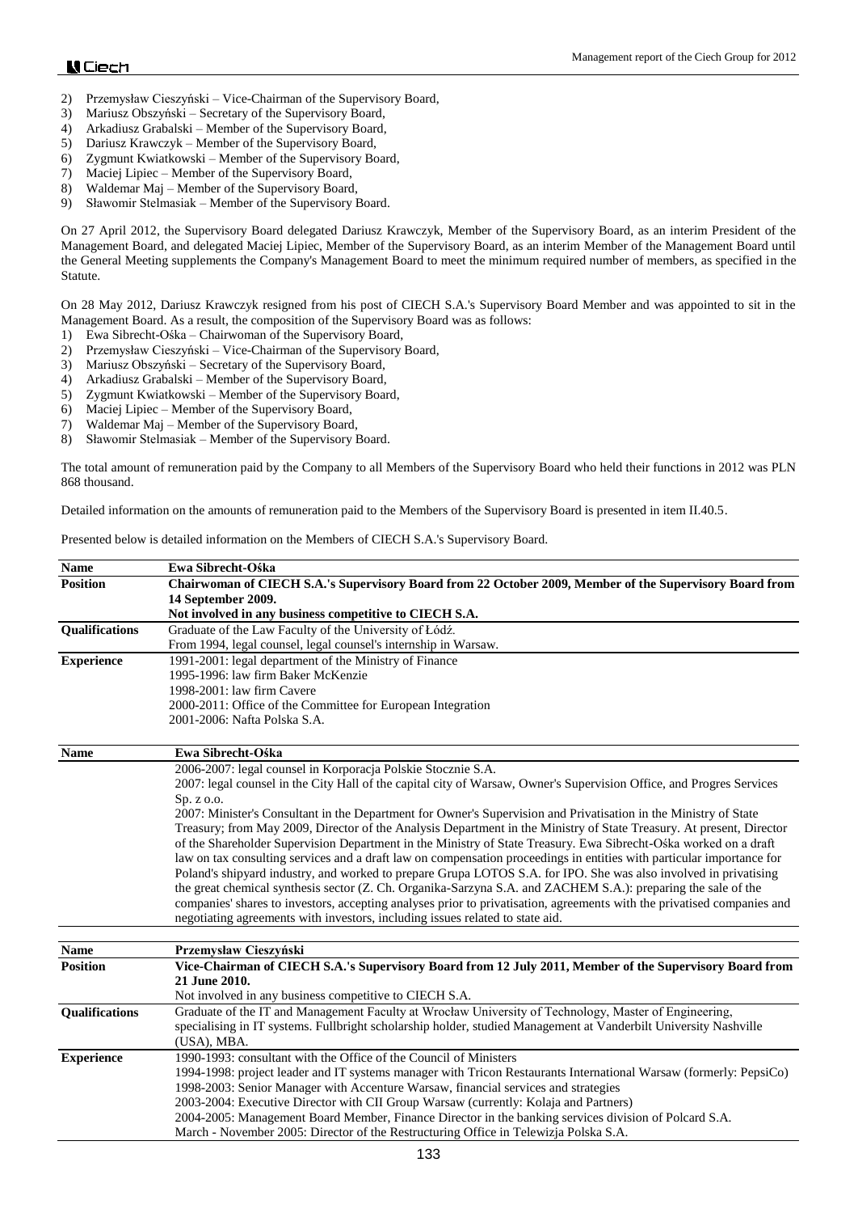2) Przemysław Cieszyński – Vice-Chairman of the Supervisory Board,
3) Mariusz Obszyński – Secretary of the Supervisory Board,
4) Arkadiusz Grabalski – Member of the Supervisory Board,
5) Dariusz Krawczyk – Member of the Supervisory Board,
6) Zygmunt Kwiatkowski – Member of the Supervisory Board,
7) Maciej Lipiec – Member of the Supervisory Board,
8) Waldemar Maj – Member of the Supervisory Board,
9) Sławomir Stelmasiak – Member of the Supervisory Board.

On 27 April 2012, the Supervisory Board delegated Dariusz Krawczyk, Member of the Supervisory Board, as an interim President of the Management Board, and delegated Maciej Lipiec, Member of the Supervisory Board, as an interim Member of the Management Board until the General Meeting supplements the Company's Management Board to meet the minimum required number of members, as specified in the Statute.

On 28 May 2012, Dariusz Krawczyk resigned from his post of CIECH S.A.'s Supervisory Board Member and was appointed to sit in the Management Board. As a result, the composition of the Supervisory Board was as follows:

1) Ewa Sibrecht-Ośka – Chairwoman of the Supervisory Board,
2) Przemysław Cieszyński – Vice-Chairman of the Supervisory Board,
3) Mariusz Obszyński – Secretary of the Supervisory Board,
4) Arkadiusz Grabalski – Member of the Supervisory Board,
5) Zygmunt Kwiatkowski – Member of the Supervisory Board,
6) Maciej Lipiec – Member of the Supervisory Board,
7) Waldemar Maj – Member of the Supervisory Board,
8) Sławomir Stelmasiak – Member of the Supervisory Board.

The total amount of remuneration paid by the Company to all Members of the Supervisory Board who held their functions in 2012 was PLN 868 thousand.

Detailed information on the amounts of remuneration paid to the Members of the Supervisory Board is presented in item II.40.5.

Presented below is detailed information on the Members of CIECH S.A.'s Supervisory Board.

| **Name** | **Ewa Sibrecht-Ośka** |
|---|---|
| **Position** | **Chairwoman of CIECH S.A.'s Supervisory Board from 22 October 2009, Member of the Supervisory Board from 14 September 2009.**<br>**Not involved in any business competitive to CIECH S.A.** |
| **Qualifications** | Graduate of the Law Faculty of the University of Łódź.<br>From 1994, legal counsel, legal counsel's internship in Warsaw. |
| **Experience** | 1991-2001: legal department of the Ministry of Finance<br>1995-1996: law firm Baker McKenzie<br>1998-2001: law firm Cavere<br>2000-2011: Office of the Committee for European Integration<br>2001-2006: Nafta Polska S.A. |

| **Name** | **Ewa Sibrecht-Ośka** |
|---|---|
| | 2006-2007: legal counsel in Korporacja Polskie Stocznie S.A.<br>2007: legal counsel in the City Hall of the capital city of Warsaw, Owner's Supervision Office, and Progres Services Sp. z o.o.<br>2007: Minister's Consultant in the Department for Owner's Supervision and Privatisation in the Ministry of State Treasury; from May 2009, Director of the Analysis Department in the Ministry of State Treasury. At present, Director of the Shareholder Supervision Department in the Ministry of State Treasury. Ewa Sibrecht-Ośka worked on a draft law on tax consulting services and a draft law on compensation proceedings in entities with particular importance for Poland's shipyard industry, and worked to prepare Grupa LOTOS S.A. for IPO. She was also involved in privatising the great chemical synthesis sector (Z. Ch. Organika-Sarzyna S.A. and ZACHEM S.A.): preparing the sale of the companies' shares to investors, accepting analyses prior to privatisation, agreements with the privatised companies and negotiating agreements with investors, including issues related to state aid. |

| **Name** | **Przemysław Cieszyński** |
|---|---|
| **Position** | **Vice-Chairman of CIECH S.A.'s Supervisory Board from 12 July 2011, Member of the Supervisory Board from 21 June 2010.**<br>Not involved in any business competitive to CIECH S.A. |
| **Qualifications** | Graduate of the IT and Management Faculty at Wrocław University of Technology, Master of Engineering, specialising in IT systems. Fullbright scholarship holder, studied Management at Vanderbilt University Nashville (USA), MBA. |
| **Experience** | 1990-1993: consultant with the Office of the Council of Ministers<br>1994-1998: project leader and IT systems manager with Tricon Restaurants International Warsaw (formerly: PepsiCo)<br>1998-2003: Senior Manager with Accenture Warsaw, financial services and strategies<br>2003-2004: Executive Director with CII Group Warsaw (currently: Kolaja and Partners)<br>2004-2005: Management Board Member, Finance Director in the banking services division of Polcard S.A.<br>March - November 2005: Director of the Restructuring Office in Telewizja Polska S.A. |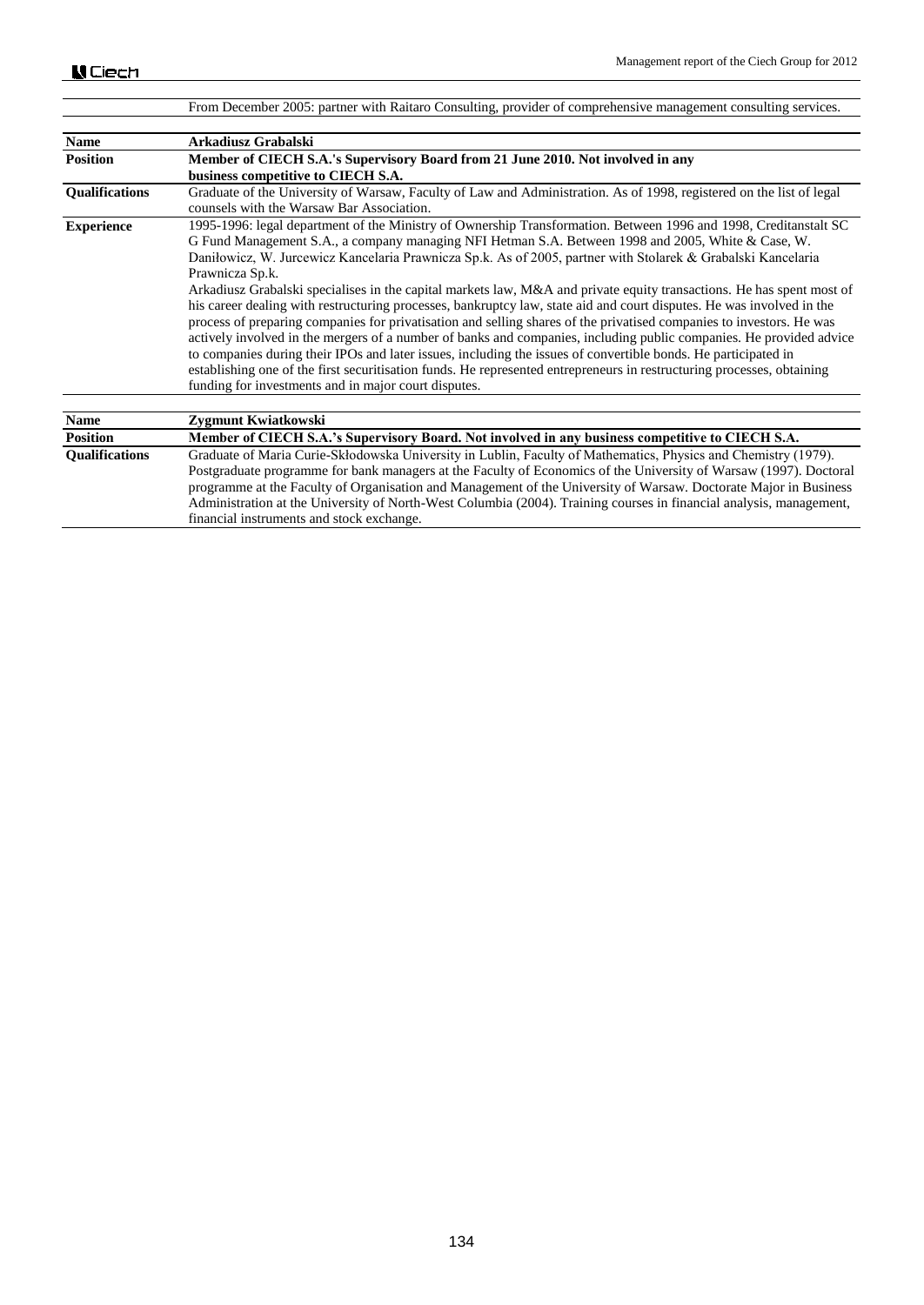| | From December 2005: partner with Raitaro Consulting, provider of comprehensive management consulting services. |
|---|---|

| **Name** | **Arkadiusz Grabalski** |
|---|---|
| **Position** | **Member of CIECH S.A.'s Supervisory Board from 21 June 2010. Not involved in any business competitive to CIECH S.A.** |
| **Qualifications** | Graduate of the University of Warsaw, Faculty of Law and Administration. As of 1998, registered on the list of legal counsels with the Warsaw Bar Association. |
| **Experience** | 1995-1996: legal department of the Ministry of Ownership Transformation. Between 1996 and 1998, Creditanstalt SC G Fund Management S.A., a company managing NFI Hetman S.A. Between 1998 and 2005, White & Case, W. Daniłowicz, W. Jurcewicz Kancelaria Prawnicza Sp.k. As of 2005, partner with Stolarek & Grabalski Kancelaria Prawnicza Sp.k.<br>Arkadiusz Grabalski specialises in the capital markets law, M&A and private equity transactions. He has spent most of his career dealing with restructuring processes, bankruptcy law, state aid and court disputes. He was involved in the process of preparing companies for privatisation and selling shares of the privatised companies to investors. He was actively involved in the mergers of a number of banks and companies, including public companies. He provided advice to companies during their IPOs and later issues, including the issues of convertible bonds. He participated in establishing one of the first securitisation funds. He represented entrepreneurs in restructuring processes, obtaining funding for investments and in major court disputes. |

| **Name** | **Zygmunt Kwiatkowski** |
|---|---|
| **Position** | **Member of CIECH S.A.'s Supervisory Board. Not involved in any business competitive to CIECH S.A.** |
| **Qualifications** | Graduate of Maria Curie-Skłodowska University in Lublin, Faculty of Mathematics, Physics and Chemistry (1979). Postgraduate programme for bank managers at the Faculty of Economics of the University of Warsaw (1997). Doctoral programme at the Faculty of Organisation and Management of the University of Warsaw. Doctorate Major in Business Administration at the University of North-West Columbia (2004). Training courses in financial analysis, management, financial instruments and stock exchange. |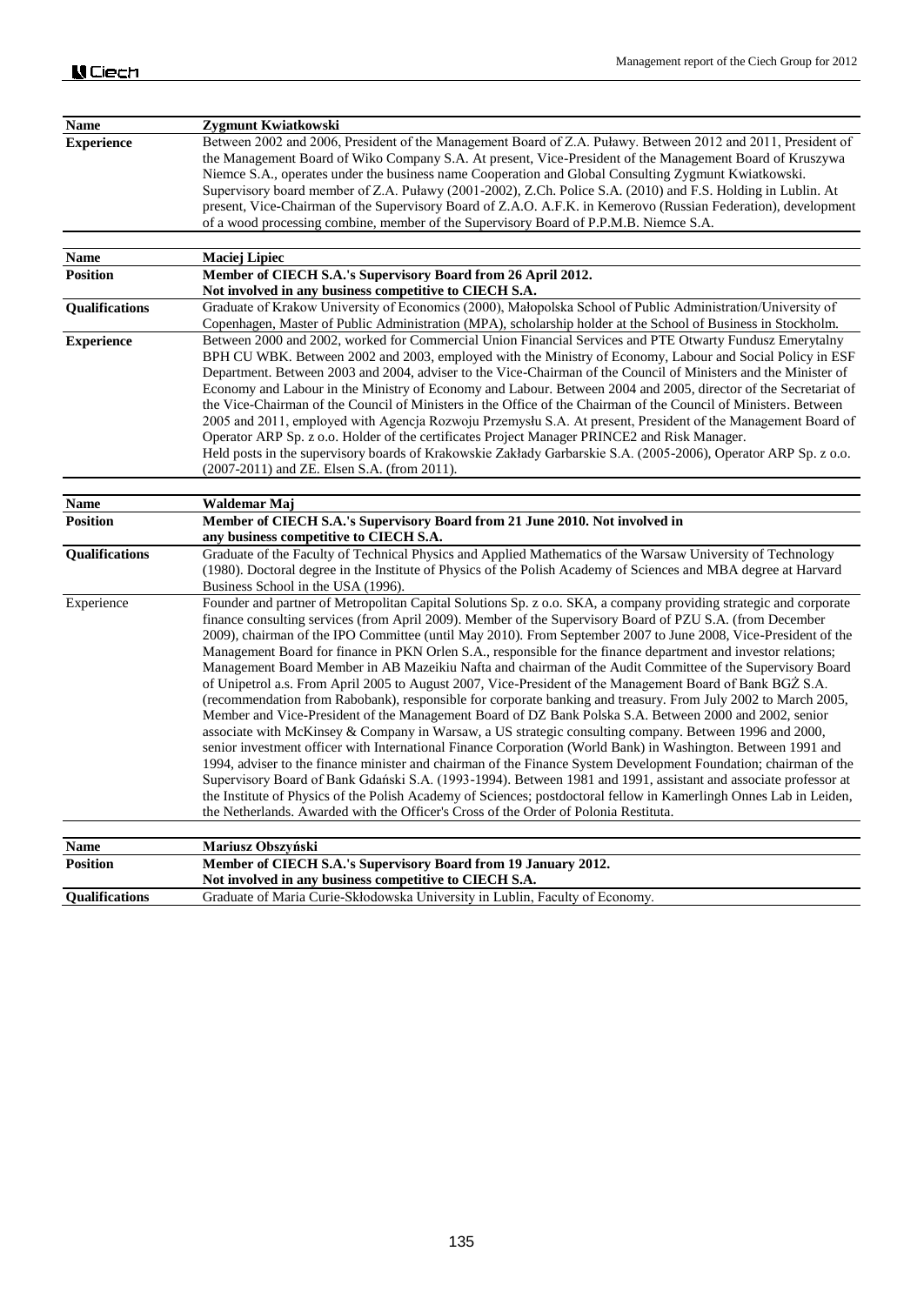| Name | Zygmunt Kwiatkowski |
| --- | --- |
| **Experience** | Between 2002 and 2006, President of the Management Board of Z.A. Puławy. Between 2012 and 2011, President of the Management Board of Wiko Company S.A. At present, Vice-President of the Management Board of Kruszywa Niemce S.A., operates under the business name Cooperation and Global Consulting Zygmunt Kwiatkowski. Supervisory board member of Z.A. Puławy (2001-2002), Z.Ch. Police S.A. (2010) and F.S. Holding in Lublin. At present, Vice-Chairman of the Supervisory Board of Z.A.O. A.F.K. in Kemerovo (Russian Federation), development of a wood processing combine, member of the Supervisory Board of P.P.M.B. Niemce S.A. |

| Name | Maciej Lipiec |
| --- | --- |
| **Position** | **Member of CIECH S.A.'s Supervisory Board from 26 April 2012. Not involved in any business competitive to CIECH S.A.** |
| **Qualifications** | Graduate of Krakow University of Economics (2000), Małopolska School of Public Administration/University of Copenhagen, Master of Public Administration (MPA), scholarship holder at the School of Business in Stockholm. |
| **Experience** | Between 2000 and 2002, worked for Commercial Union Financial Services and PTE Otwarty Fundusz Emerytalny BPH CU WBK. Between 2002 and 2003, employed with the Ministry of Economy, Labour and Social Policy in ESF Department. Between 2003 and 2004, adviser to the Vice-Chairman of the Council of Ministers and the Minister of Economy and Labour in the Ministry of Economy and Labour. Between 2004 and 2005, director of the Secretariat of the Vice-Chairman of the Council of Ministers in the Office of the Chairman of the Council of Ministers. Between 2005 and 2011, employed with Agencja Rozwoju Przemysłu S.A. At present, President of the Management Board of Operator ARP Sp. z o.o. Holder of the certificates Project Manager PRINCE2 and Risk Manager. Held posts in the supervisory boards of Krakowskie Zakłady Garbarskie S.A. (2005-2006), Operator ARP Sp. z o.o. (2007-2011) and ZE. Elsen S.A. (from 2011). |

| Name | Waldemar Maj |
| --- | --- |
| **Position** | **Member of CIECH S.A.'s Supervisory Board from 21 June 2010. Not involved in any business competitive to CIECH S.A.** |
| **Qualifications** | Graduate of the Faculty of Technical Physics and Applied Mathematics of the Warsaw University of Technology (1980). Doctoral degree in the Institute of Physics of the Polish Academy of Sciences and MBA degree at Harvard Business School in the USA (1996). |
| Experience | Founder and partner of Metropolitan Capital Solutions Sp. z o.o. SKA, a company providing strategic and corporate finance consulting services (from April 2009). Member of the Supervisory Board of PZU S.A. (from December 2009), chairman of the IPO Committee (until May 2010). From September 2007 to June 2008, Vice-President of the Management Board for finance in PKN Orlen S.A., responsible for the finance department and investor relations; Management Board Member in AB Mazeikiu Nafta and chairman of the Audit Committee of the Supervisory Board of Unipetrol a.s. From April 2005 to August 2007, Vice-President of the Management Board of Bank BGŻ S.A. (recommendation from Rabobank), responsible for corporate banking and treasury. From July 2002 to March 2005, Member and Vice-President of the Management Board of DZ Bank Polska S.A. Between 2000 and 2002, senior associate with McKinsey & Company in Warsaw, a US strategic consulting company. Between 1996 and 2000, senior investment officer with International Finance Corporation (World Bank) in Washington. Between 1991 and 1994, adviser to the finance minister and chairman of the Finance System Development Foundation; chairman of the Supervisory Board of Bank Gdański S.A. (1993-1994). Between 1981 and 1991, assistant and associate professor at the Institute of Physics of the Polish Academy of Sciences; postdoctoral fellow in Kamerlingh Onnes Lab in Leiden, the Netherlands. Awarded with the Officer's Cross of the Order of Polonia Restituta. |

| Name | Mariusz Obszyński |
| --- | --- |
| **Position** | **Member of CIECH S.A.'s Supervisory Board from 19 January 2012. Not involved in any business competitive to CIECH S.A.** |
| **Qualifications** | Graduate of Maria Curie-Skłodowska University in Lublin, Faculty of Economy. |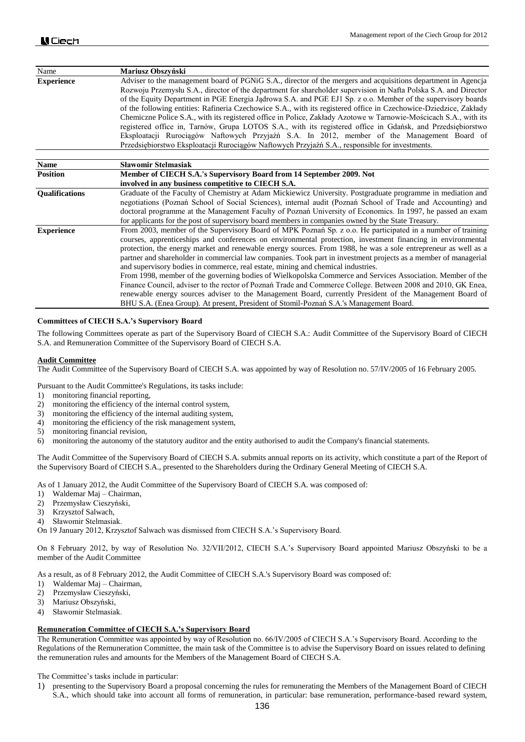| Name | Mariusz Obszyński |
| --- | --- |
| **Experience** | Adviser to the management board of PGNiG S.A., director of the mergers and acquisitions department in Agencja Rozwoju Przemysłu S.A., director of the department for shareholder supervision in Nafta Polska S.A. and Director of the Equity Department in PGE Energia Jądrowa S.A. and PGE EJ1 Sp. z o.o. Member of the supervisory boards of the following entities: Rafineria Czechowice S.A., with its registered office in Czechowice-Dziedzice, Zakłady Chemiczne Police S.A., with its registered office in Police, Zakłady Azotowe w Tarnowie-Mościcach S.A., with its registered office in, Tarnów, Grupa LOTOS S.A., with its registered office in Gdańsk, and Przedsiębiorstwo Eksploatacji Rurociągów Naftowych Przyjaźń S.A. In 2012, member of the Management Board of Przedsiębiorstwo Eksploatacji Rurociągów Naftowych Przyjaźń S.A., responsible for investments. |

| **Name** | **Sławomir Stelmasiak** |
| --- | --- |
| **Position** | **Member of CIECH S.A.'s Supervisory Board from 14 September 2009. Not involved in any business competitive to CIECH S.A.** |
| **Qualifications** | Graduate of the Faculty of Chemistry at Adam Mickiewicz University. Postgraduate programme in mediation and negotiations (Poznań School of Social Sciences), internal audit (Poznań School of Trade and Accounting) and doctoral programme at the Management Faculty of Poznań University of Economics. In 1997, he passed an exam for applicants for the post of supervisory board members in companies owned by the State Treasury. |
| **Experience** | From 2003, member of the Supervisory Board of MPK Poznań Sp. z o.o. He participated in a number of training courses, apprenticeships and conferences on environmental protection, investment financing in environmental protection, the energy market and renewable energy sources. From 1988, he was a sole entrepreneur as well as a partner and shareholder in commercial law companies. Took part in investment projects as a member of managerial and supervisory bodies in commerce, real estate, mining and chemical industries. From 1998, member of the governing bodies of Wielkopolska Commerce and Services Association. Member of the Finance Council, adviser to the rector of Poznań Trade and Commerce College. Between 2008 and 2010, GK Enea, renewable energy sources adviser to the Management Board, currently President of the Management Board of BHU S.A. (Enea Group). At present, President of Stomil-Poznań S.A.'s Management Board. |

**Committees of CIECH S.A.'s Supervisory Board**

The following Committees operate as part of the Supervisory Board of CIECH S.A.: Audit Committee of the Supervisory Board of CIECH S.A. and Remuneration Committee of the Supervisory Board of CIECH S.A.

**Audit Committee**

The Audit Committee of the Supervisory Board of CIECH S.A. was appointed by way of Resolution no. 57/IV/2005 of 16 February 2005.

Pursuant to the Audit Committee's Regulations, its tasks include:

1) monitoring financial reporting,
2) monitoring the efficiency of the internal control system,
3) monitoring the efficiency of the internal auditing system,
4) monitoring the efficiency of the risk management system,
5) monitoring financial revision,
6) monitoring the autonomy of the statutory auditor and the entity authorised to audit the Company's financial statements.

The Audit Committee of the Supervisory Board of CIECH S.A. submits annual reports on its activity, which constitute a part of the Report of the Supervisory Board of CIECH S.A., presented to the Shareholders during the Ordinary General Meeting of CIECH S.A.

As of 1 January 2012, the Audit Committee of the Supervisory Board of CIECH S.A. was composed of:

1) Waldemar Maj – Chairman,
2) Przemysław Cieszyński,
3) Krzysztof Salwach,
4) Sławomir Stelmasiak.

On 19 January 2012, Krzysztof Salwach was dismissed from CIECH S.A.'s Supervisory Board.

On 8 February 2012, by way of Resolution No. 32/VII/2012, CIECH S.A.'s Supervisory Board appointed Mariusz Obszyński to be a member of the Audit Committee

As a result, as of 8 February 2012, the Audit Committee of CIECH S.A.'s Supervisory Board was composed of:

1) Waldemar Maj – Chairman,
2) Przemysław Cieszyński,
3) Mariusz Obszyński,
4) Sławomir Stelmasiak.

**Remuneration Committee of CIECH S.A.'s Supervisory Board**

The Remuneration Committee was appointed by way of Resolution no. 66/IV/2005 of CIECH S.A.'s Supervisory Board. According to the Regulations of the Remuneration Committee, the main task of the Committee is to advise the Supervisory Board on issues related to defining the remuneration rules and amounts for the Members of the Management Board of CIECH S.A.

The Committee's tasks include in particular:

1) presenting to the Supervisory Board a proposal concerning the rules for remunerating the Members of the Management Board of CIECH S.A., which should take into account all forms of remuneration, in particular: base remuneration, performance-based reward system,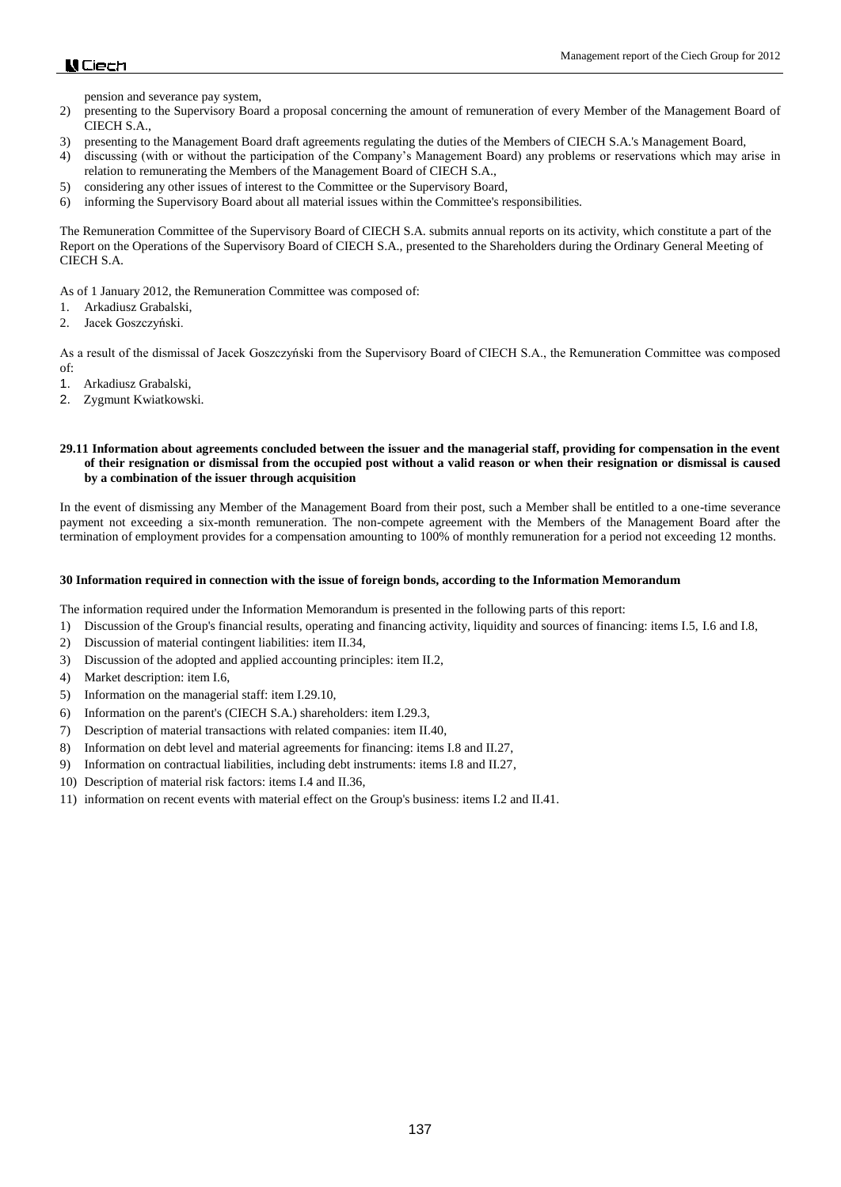pension and severance pay system,

2) presenting to the Supervisory Board a proposal concerning the amount of remuneration of every Member of the Management Board of CIECH S.A.,
3) presenting to the Management Board draft agreements regulating the duties of the Members of CIECH S.A.'s Management Board,
4) discussing (with or without the participation of the Company's Management Board) any problems or reservations which may arise in relation to remunerating the Members of the Management Board of CIECH S.A.,
5) considering any other issues of interest to the Committee or the Supervisory Board,
6) informing the Supervisory Board about all material issues within the Committee's responsibilities.

The Remuneration Committee of the Supervisory Board of CIECH S.A. submits annual reports on its activity, which constitute a part of the Report on the Operations of the Supervisory Board of CIECH S.A., presented to the Shareholders during the Ordinary General Meeting of CIECH S.A.

As of 1 January 2012, the Remuneration Committee was composed of:

1. Arkadiusz Grabalski,
2. Jacek Goszczyński.

As a result of the dismissal of Jacek Goszczyński from the Supervisory Board of CIECH S.A., the Remuneration Committee was composed of:

1. Arkadiusz Grabalski,
2. Zygmunt Kwiatkowski.

### 29.11 Information about agreements concluded between the issuer and the managerial staff, providing for compensation in the event of their resignation or dismissal from the occupied post without a valid reason or when their resignation or dismissal is caused by a combination of the issuer through acquisition

In the event of dismissing any Member of the Management Board from their post, such a Member shall be entitled to a one-time severance payment not exceeding a six-month remuneration. The non-compete agreement with the Members of the Management Board after the termination of employment provides for a compensation amounting to 100% of monthly remuneration for a period not exceeding 12 months.

## 30 Information required in connection with the issue of foreign bonds, according to the Information Memorandum

The information required under the Information Memorandum is presented in the following parts of this report:

1) Discussion of the Group's financial results, operating and financing activity, liquidity and sources of financing: items I.5, I.6 and I.8,
2) Discussion of material contingent liabilities: item II.34,
3) Discussion of the adopted and applied accounting principles: item II.2,
4) Market description: item I.6,
5) Information on the managerial staff: item I.29.10,
6) Information on the parent's (CIECH S.A.) shareholders: item I.29.3,
7) Description of material transactions with related companies: item II.40,
8) Information on debt level and material agreements for financing: items I.8 and II.27,
9) Information on contractual liabilities, including debt instruments: items I.8 and II.27,
10) Description of material risk factors: items I.4 and II.36,
11) information on recent events with material effect on the Group's business: items I.2 and II.41.